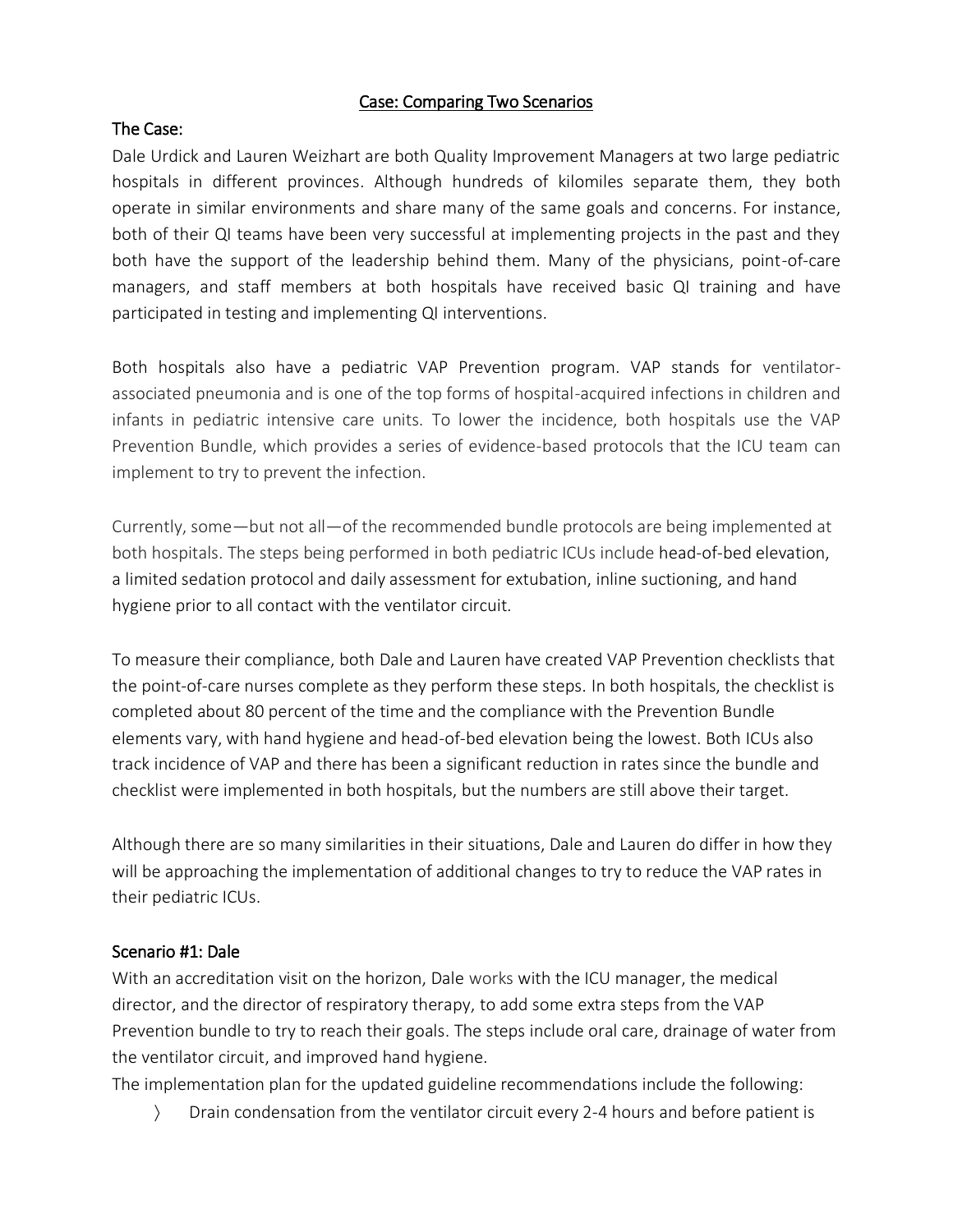# Case: Comparing Two Scenarios

## The Case:

Dale Urdick and Lauren Weizhart are both Quality Improvement Managers at two large pediatric hospitals in different provinces. Although hundreds of kilomiles separate them, they both operate in similar environments and share many of the same goals and concerns. For instance, both of their QI teams have been very successful at implementing projects in the past and they both have the support of the leadership behind them. Many of the physicians, point-of-care managers, and staff members at both hospitals have received basic QI training and have participated in testing and implementing QI interventions.

Both hospitals also have a pediatric VAP Prevention program. VAP stands for ventilator-associated pneumonia and is one of the top forms of hospital-acquired infections in children and infants in pediatric intensive care units. To lower the incidence, both hospitals use the VAP Prevention Bundle, which provides a series of evidence-based protocols that the ICU team can implement to try to prevent the infection.

Currently, some—but not all—of the recommended bundle protocols are being implemented at both hospitals. The steps being performed in both pediatric ICUs include head-of-bed elevation, a limited sedation protocol and daily assessment for extubation, inline suctioning, and hand hygiene prior to all contact with the ventilator circuit.

To measure their compliance, both Dale and Lauren have created VAP Prevention checklists that the point-of-care nurses complete as they perform these steps. In both hospitals, the checklist is completed about 80 percent of the time and the compliance with the Prevention Bundle elements vary, with hand hygiene and head-of-bed elevation being the lowest. Both ICUs also track incidence of VAP and there has been a significant reduction in rates since the bundle and checklist were implemented in both hospitals, but the numbers are still above their target.

Although there are so many similarities in their situations, Dale and Lauren do differ in how they will be approaching the implementation of additional changes to try to reduce the VAP rates in their pediatric ICUs.

## Scenario #1: Dale

With an accreditation visit on the horizon, Dale works with the ICU manager, the medical director, and the director of respiratory therapy, to add some extra steps from the VAP Prevention bundle to try to reach their goals. The steps include oral care, drainage of water from the ventilator circuit, and improved hand hygiene.

The implementation plan for the updated guideline recommendations include the following:

- Drain condensation from the ventilator circuit every 2-4 hours and before patient is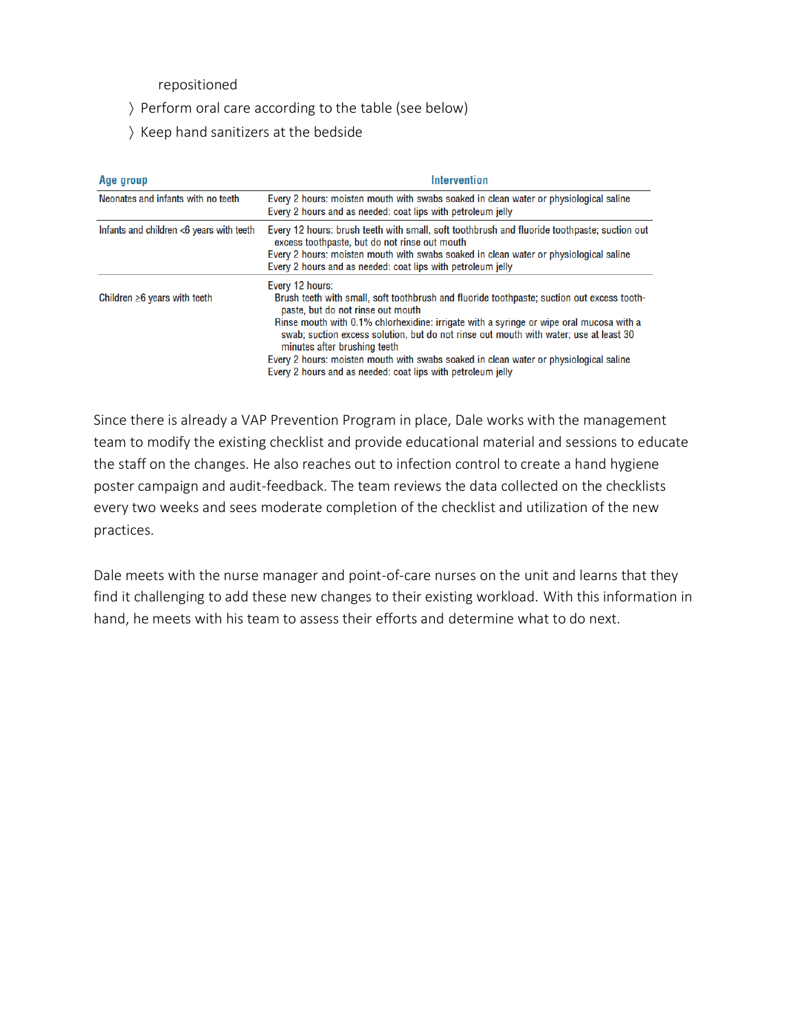repositioned

- Perform oral care according to the table (see below)
- Keep hand sanitizers at the bedside

| Age group | Intervention |
|---|---|
| Neonates and infants with no teeth | Every 2 hours: moisten mouth with swabs soaked in clean water or physiological saline<br>Every 2 hours and as needed: coat lips with petroleum jelly |
| Infants and children <6 years with teeth | Every 12 hours: brush teeth with small, soft toothbrush and fluoride toothpaste; suction out excess toothpaste, but do not rinse out mouth<br>Every 2 hours: moisten mouth with swabs soaked in clean water or physiological saline<br>Every 2 hours and as needed: coat lips with petroleum jelly |
| Children ≥6 years with teeth | Every 12 hours:<br>Brush teeth with small, soft toothbrush and fluoride toothpaste; suction out excess toothpaste, but do not rinse out mouth<br>Rinse mouth with 0.1% chlorhexidine: irrigate with a syringe or wipe oral mucosa with a swab; suction excess solution, but do not rinse out mouth with water; use at least 30 minutes after brushing teeth<br>Every 2 hours: moisten mouth with swabs soaked in clean water or physiological saline<br>Every 2 hours and as needed: coat lips with petroleum jelly |

Since there is already a VAP Prevention Program in place, Dale works with the management team to modify the existing checklist and provide educational material and sessions to educate the staff on the changes. He also reaches out to infection control to create a hand hygiene poster campaign and audit-feedback. The team reviews the data collected on the checklists every two weeks and sees moderate completion of the checklist and utilization of the new practices.

Dale meets with the nurse manager and point-of-care nurses on the unit and learns that they find it challenging to add these new changes to their existing workload. With this information in hand, he meets with his team to assess their efforts and determine what to do next.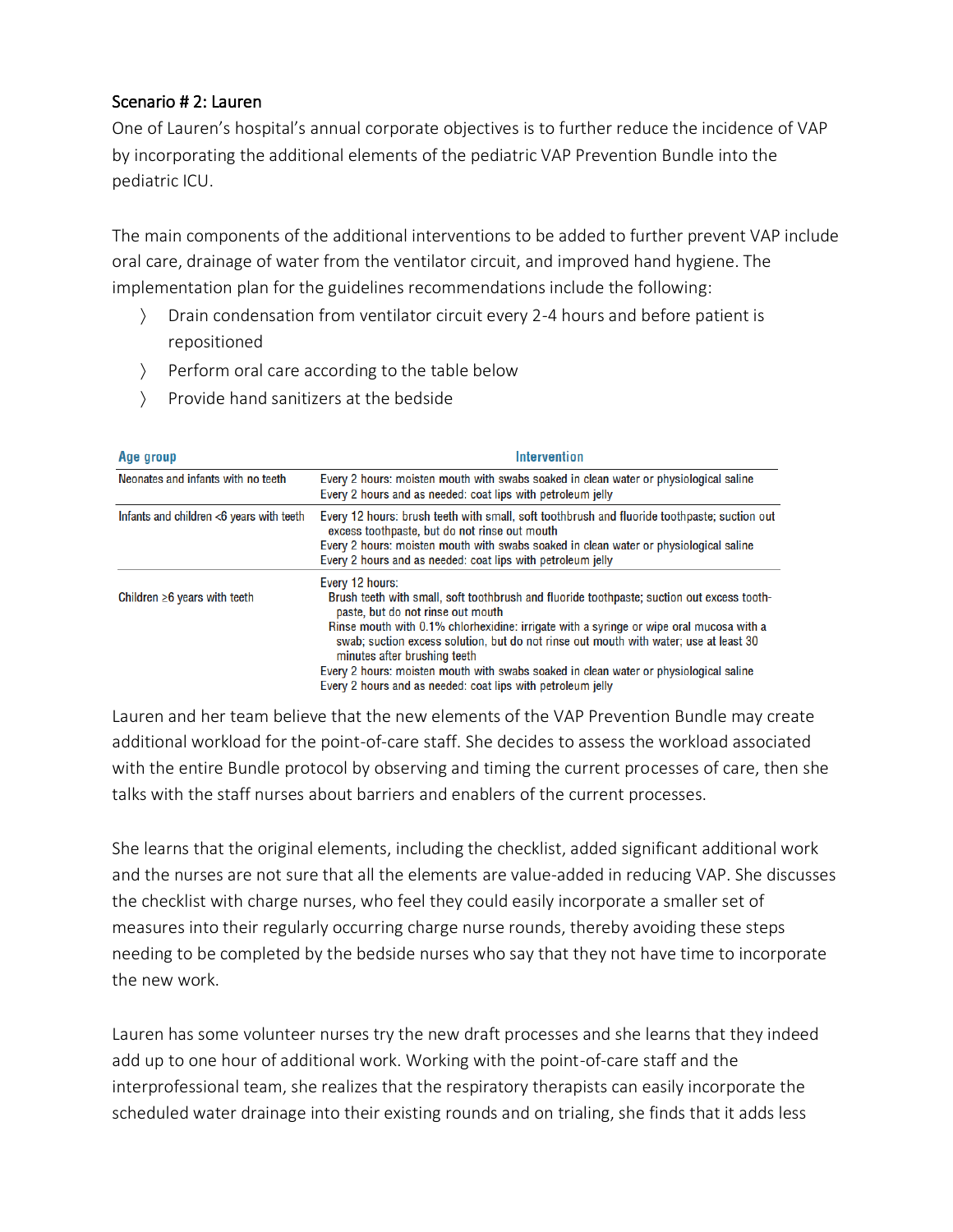Scenario # 2: Lauren

One of Lauren's hospital's annual corporate objectives is to further reduce the incidence of VAP by incorporating the additional elements of the pediatric VAP Prevention Bundle into the pediatric ICU.

The main components of the additional interventions to be added to further prevent VAP include oral care, drainage of water from the ventilator circuit, and improved hand hygiene. The implementation plan for the guidelines recommendations include the following:

- Drain condensation from ventilator circuit every 2-4 hours and before patient is repositioned
- Perform oral care according to the table below
- Provide hand sanitizers at the bedside

| Age group | Intervention |
|---|---|
| Neonates and infants with no teeth | Every 2 hours: moisten mouth with swabs soaked in clean water or physiological saline<br>Every 2 hours and as needed: coat lips with petroleum jelly |
| Infants and children <6 years with teeth | Every 12 hours: brush teeth with small, soft toothbrush and fluoride toothpaste; suction out excess toothpaste, but do not rinse out mouth<br>Every 2 hours: moisten mouth with swabs soaked in clean water or physiological saline<br>Every 2 hours and as needed: coat lips with petroleum jelly |
| Children ≥6 years with teeth | Every 12 hours:<br>Brush teeth with small, soft toothbrush and fluoride toothpaste; suction out excess toothpaste, but do not rinse out mouth<br>Rinse mouth with 0.1% chlorhexidine: irrigate with a syringe or wipe oral mucosa with a swab; suction excess solution, but do not rinse out mouth with water; use at least 30 minutes after brushing teeth<br>Every 2 hours: moisten mouth with swabs soaked in clean water or physiological saline<br>Every 2 hours and as needed: coat lips with petroleum jelly |

Lauren and her team believe that the new elements of the VAP Prevention Bundle may create additional workload for the point-of-care staff. She decides to assess the workload associated with the entire Bundle protocol by observing and timing the current processes of care, then she talks with the staff nurses about barriers and enablers of the current processes.

She learns that the original elements, including the checklist, added significant additional work and the nurses are not sure that all the elements are value-added in reducing VAP. She discusses the checklist with charge nurses, who feel they could easily incorporate a smaller set of measures into their regularly occurring charge nurse rounds, thereby avoiding these steps needing to be completed by the bedside nurses who say that they not have time to incorporate the new work.

Lauren has some volunteer nurses try the new draft processes and she learns that they indeed add up to one hour of additional work. Working with the point-of-care staff and the interprofessional team, she realizes that the respiratory therapists can easily incorporate the scheduled water drainage into their existing rounds and on trialing, she finds that it adds less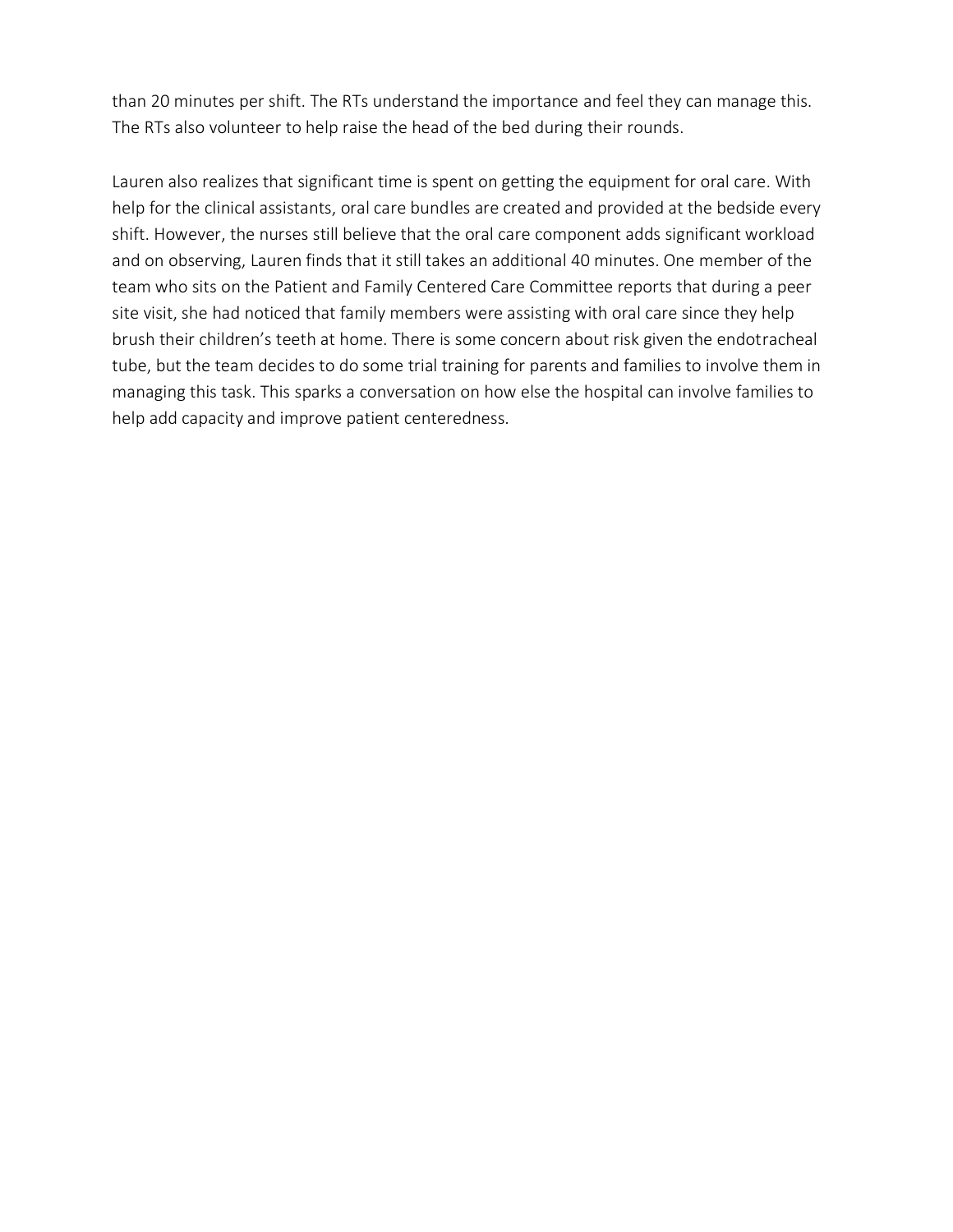than 20 minutes per shift. The RTs understand the importance and feel they can manage this. The RTs also volunteer to help raise the head of the bed during their rounds.

Lauren also realizes that significant time is spent on getting the equipment for oral care. With help for the clinical assistants, oral care bundles are created and provided at the bedside every shift. However, the nurses still believe that the oral care component adds significant workload and on observing, Lauren finds that it still takes an additional 40 minutes. One member of the team who sits on the Patient and Family Centered Care Committee reports that during a peer site visit, she had noticed that family members were assisting with oral care since they help brush their children's teeth at home. There is some concern about risk given the endotracheal tube, but the team decides to do some trial training for parents and families to involve them in managing this task. This sparks a conversation on how else the hospital can involve families to help add capacity and improve patient centeredness.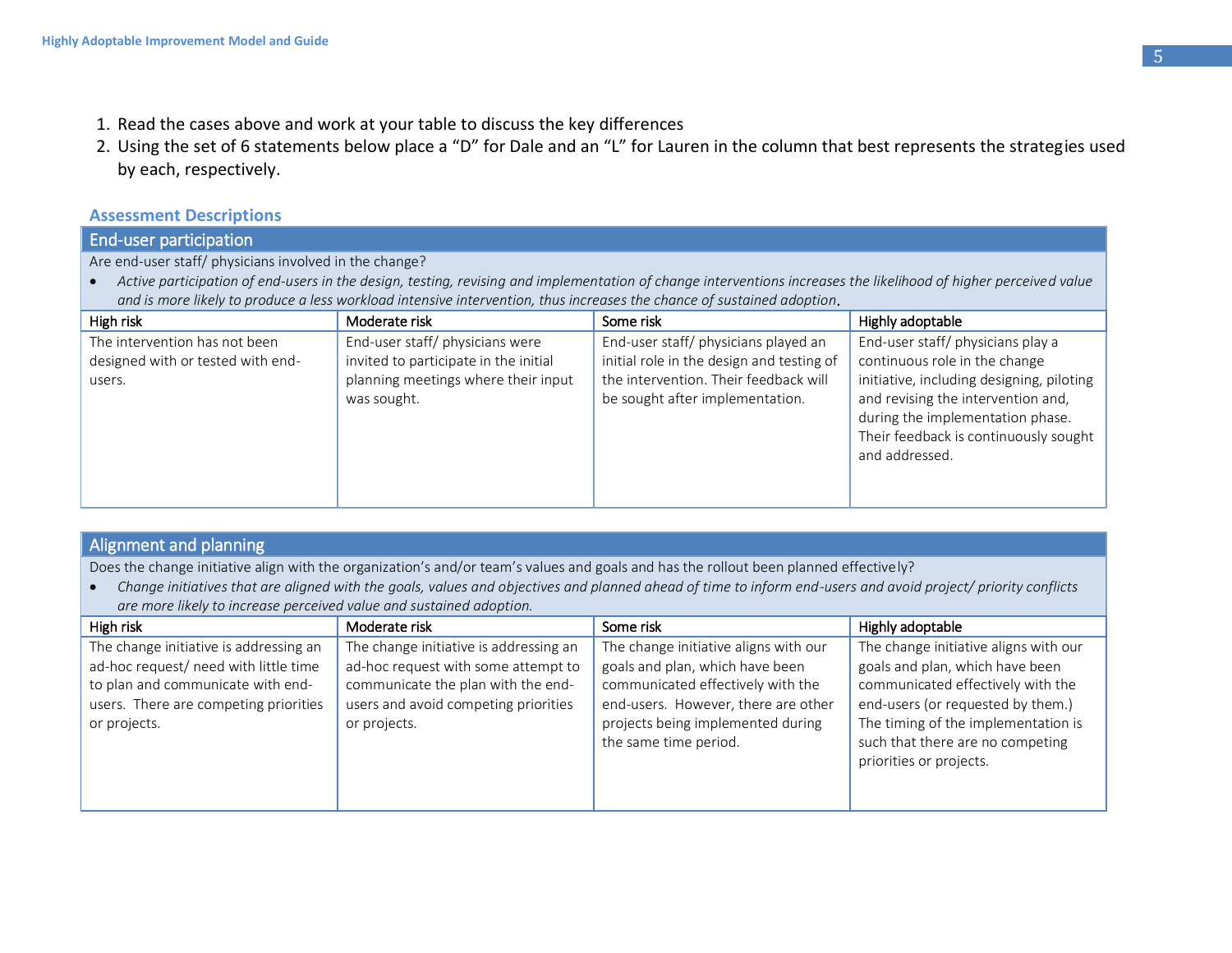1. Read the cases above and work at your table to discuss the key differences
2. Using the set of 6 statements below place a "D" for Dale and an "L" for Lauren in the column that best represents the strategies used by each, respectively.

## Assessment Descriptions

### End-user participation

Are end-user staff/ physicians involved in the change?

- *Active participation of end-users in the design, testing, revising and implementation of change interventions increases the likelihood of higher perceived value and is more likely to produce a less workload intensive intervention, thus increases the chance of sustained adoption*.

| High risk | Moderate risk | Some risk | Highly adoptable |
|---|---|---|---|
| The intervention has not been designed with or tested with end-users. | End-user staff/ physicians were invited to participate in the initial planning meetings where their input was sought. | End-user staff/ physicians played an initial role in the design and testing of the intervention. Their feedback will be sought after implementation. | End-user staff/ physicians play a continuous role in the change initiative, including designing, piloting and revising the intervention and, during the implementation phase. Their feedback is continuously sought and addressed. |

### Alignment and planning

Does the change initiative align with the organization's and/or team's values and goals and has the rollout been planned effectively?

- *Change initiatives that are aligned with the goals, values and objectives and planned ahead of time to inform end-users and avoid project/ priority conflicts are more likely to increase perceived value and sustained adoption.*

| High risk | Moderate risk | Some risk | Highly adoptable |
|---|---|---|---|
| The change initiative is addressing an ad-hoc request/ need with little time to plan and communicate with end-users. There are competing priorities or projects. | The change initiative is addressing an ad-hoc request with some attempt to communicate the plan with the end-users and avoid competing priorities or projects. | The change initiative aligns with our goals and plan, which have been communicated effectively with the end-users. However, there are other projects being implemented during the same time period. | The change initiative aligns with our goals and plan, which have been communicated effectively with the end-users (or requested by them.) The timing of the implementation is such that there are no competing priorities or projects. |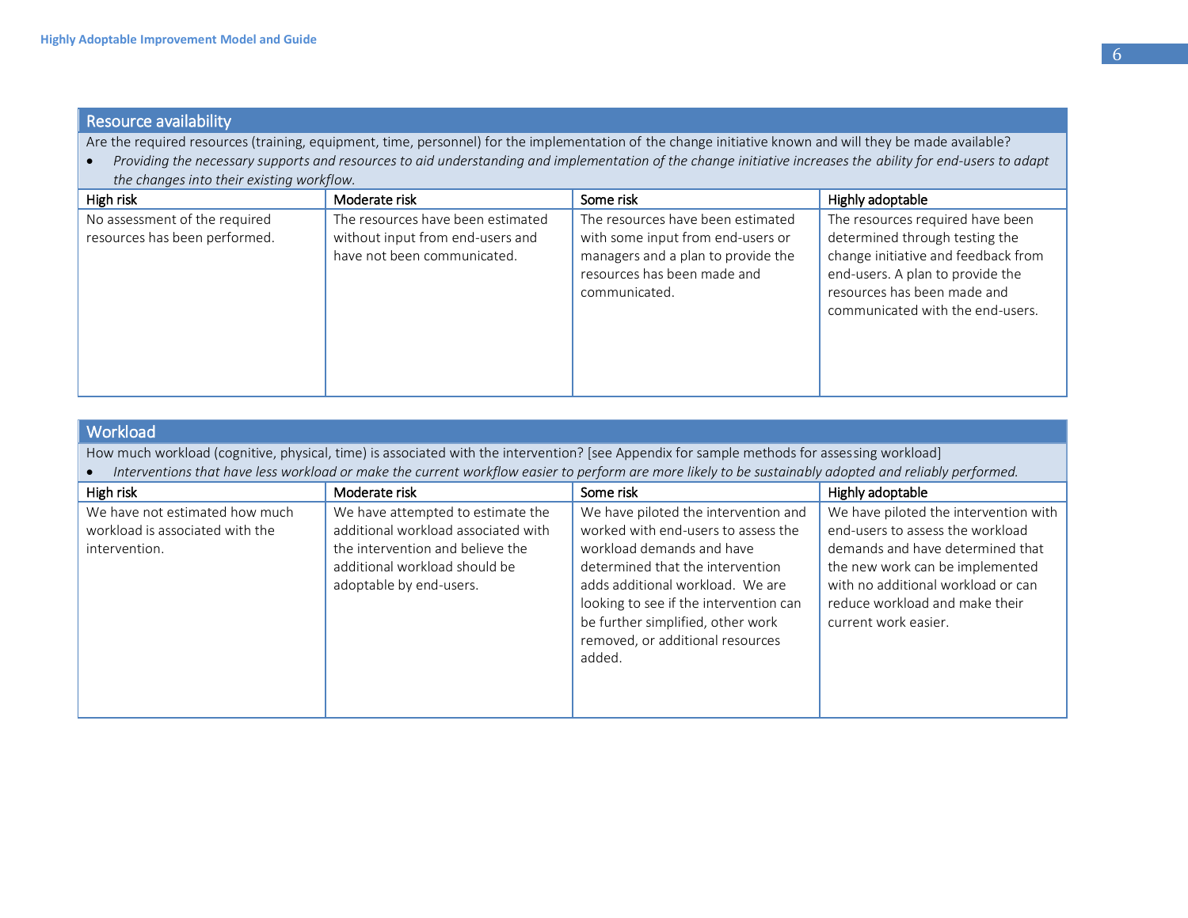## Resource availability

Are the required resources (training, equipment, time, personnel) for the implementation of the change initiative known and will they be made available?

- *Providing the necessary supports and resources to aid understanding and implementation of the change initiative increases the ability for end-users to adapt the changes into their existing workflow.*

| High risk | Moderate risk | Some risk | Highly adoptable |
|---|---|---|---|
| No assessment of the required resources has been performed. | The resources have been estimated without input from end-users and have not been communicated. | The resources have been estimated with some input from end-users or managers and a plan to provide the resources has been made and communicated. | The resources required have been determined through testing the change initiative and feedback from end-users. A plan to provide the resources has been made and communicated with the end-users. |

## Workload

How much workload (cognitive, physical, time) is associated with the intervention? [see Appendix for sample methods for assessing workload]

- *Interventions that have less workload or make the current workflow easier to perform are more likely to be sustainably adopted and reliably performed.*

| High risk | Moderate risk | Some risk | Highly adoptable |
|---|---|---|---|
| We have not estimated how much workload is associated with the intervention. | We have attempted to estimate the additional workload associated with the intervention and believe the additional workload should be adoptable by end-users. | We have piloted the intervention and worked with end-users to assess the workload demands and have determined that the intervention adds additional workload. We are looking to see if the intervention can be further simplified, other work removed, or additional resources added. | We have piloted the intervention with end-users to assess the workload demands and have determined that the new work can be implemented with no additional workload or can reduce workload and make their current work easier. |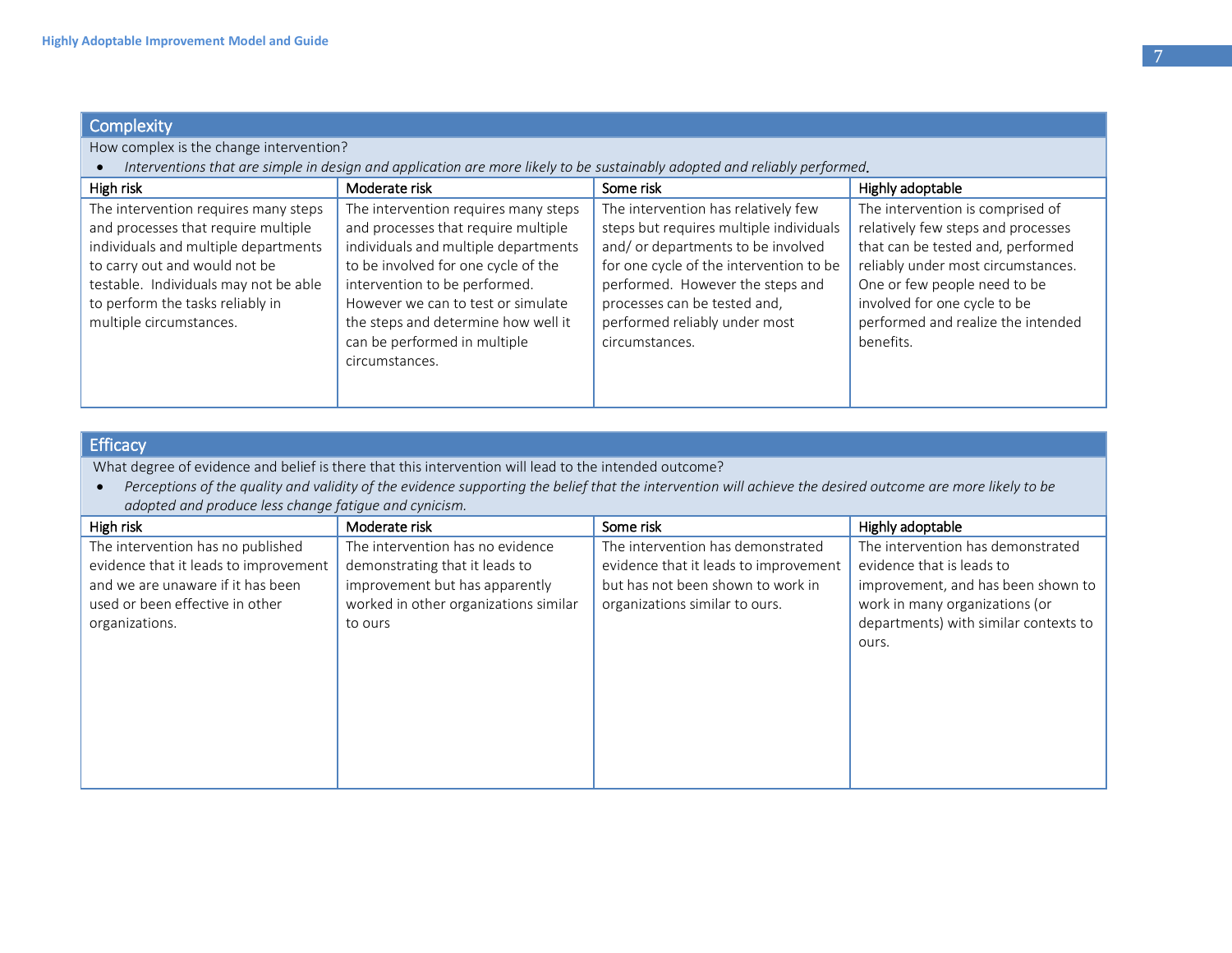## Complexity

How complex is the change intervention?

- *Interventions that are simple in design and application are more likely to be sustainably adopted and reliably performed.*

| High risk | Moderate risk | Some risk | Highly adoptable |
|---|---|---|---|
| The intervention requires many steps and processes that require multiple individuals and multiple departments to carry out and would not be testable. Individuals may not be able to perform the tasks reliably in multiple circumstances. | The intervention requires many steps and processes that require multiple individuals and multiple departments to be involved for one cycle of the intervention to be performed. However we can to test or simulate the steps and determine how well it can be performed in multiple circumstances. | The intervention has relatively few steps but requires multiple individuals and/ or departments to be involved for one cycle of the intervention to be performed. However the steps and processes can be tested and, performed reliably under most circumstances. | The intervention is comprised of relatively few steps and processes that can be tested and, performed reliably under most circumstances. One or few people need to be involved for one cycle to be performed and realize the intended benefits. |

## Efficacy

What degree of evidence and belief is there that this intervention will lead to the intended outcome?

- *Perceptions of the quality and validity of the evidence supporting the belief that the intervention will achieve the desired outcome are more likely to be adopted and produce less change fatigue and cynicism.*

| High risk | Moderate risk | Some risk | Highly adoptable |
|---|---|---|---|
| The intervention has no published evidence that it leads to improvement and we are unaware if it has been used or been effective in other organizations. | The intervention has no evidence demonstrating that it leads to improvement but has apparently worked in other organizations similar to ours | The intervention has demonstrated evidence that it leads to improvement but has not been shown to work in organizations similar to ours. | The intervention has demonstrated evidence that is leads to improvement, and has been shown to work in many organizations (or departments) with similar contexts to ours. |